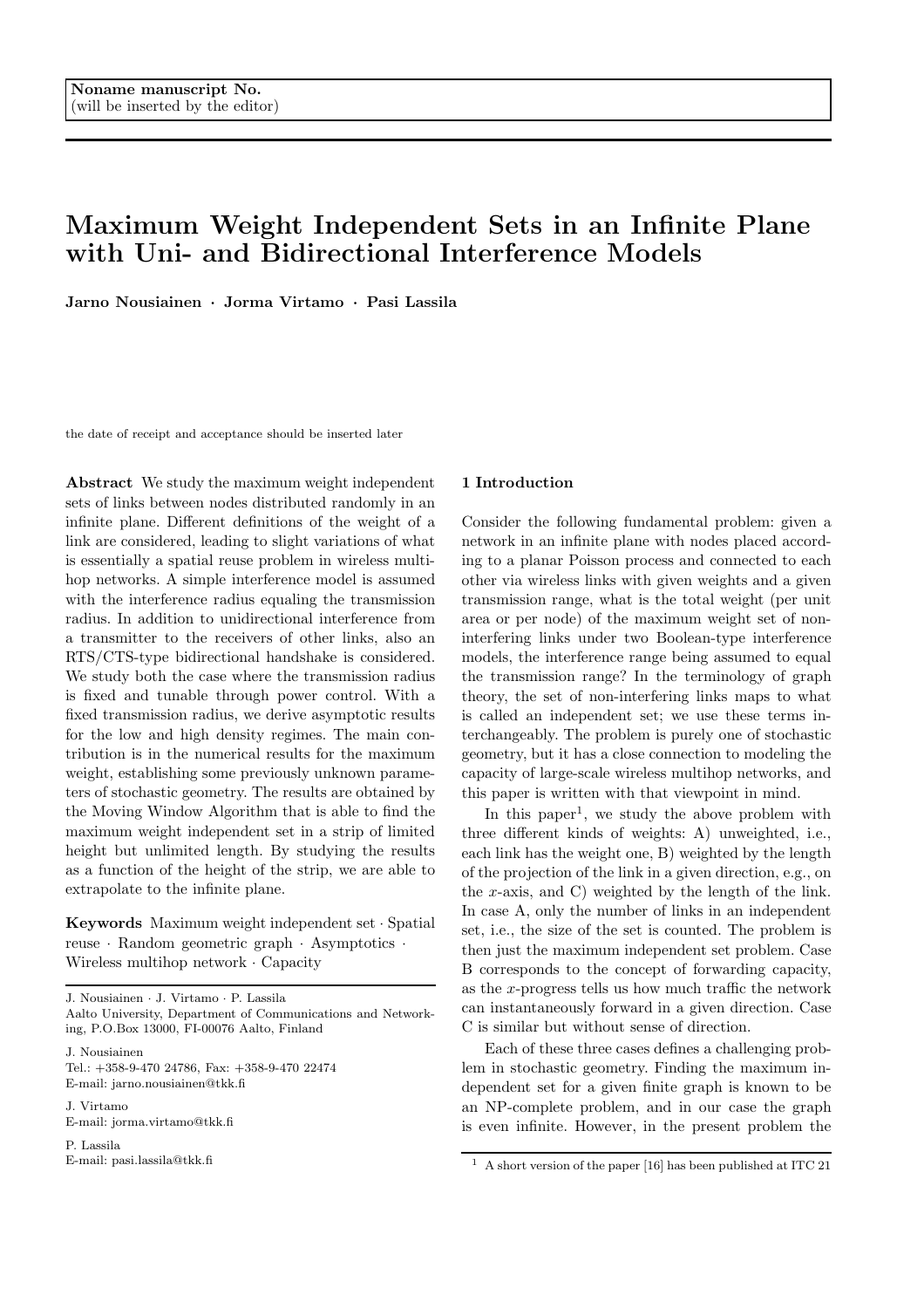Noname manuscript No.
(will be inserted by the editor)

# Maximum Weight Independent Sets in an Infinite Plane with Uni- and Bidirectional Interference Models

**Jarno Nousiainen · Jorma Virtamo · Pasi Lassila**

the date of receipt and acceptance should be inserted later

**Abstract** We study the maximum weight independent sets of links between nodes distributed randomly in an infinite plane. Different definitions of the weight of a link are considered, leading to slight variations of what is essentially a spatial reuse problem in wireless multihop networks. A simple interference model is assumed with the interference radius equaling the transmission radius. In addition to unidirectional interference from a transmitter to the receivers of other links, also an RTS/CTS-type bidirectional handshake is considered. We study both the case where the transmission radius is fixed and tunable through power control. With a fixed transmission radius, we derive asymptotic results for the low and high density regimes. The main contribution is in the numerical results for the maximum weight, establishing some previously unknown parameters of stochastic geometry. The results are obtained by the Moving Window Algorithm that is able to find the maximum weight independent set in a strip of limited height but unlimited length. By studying the results as a function of the height of the strip, we are able to extrapolate to the infinite plane.

**Keywords** Maximum weight independent set · Spatial reuse · Random geometric graph · Asymptotics · Wireless multihop network · Capacity

J. Nousiainen · J. Virtamo · P. Lassila
Aalto University, Department of Communications and Networking, P.O.Box 13000, FI-00076 Aalto, Finland

J. Nousiainen
Tel.: +358-9-470 24786, Fax: +358-9-470 22474
E-mail: jarno.nousiainen@tkk.fi

J. Virtamo
E-mail: jorma.virtamo@tkk.fi

P. Lassila
E-mail: pasi.lassila@tkk.fi

## 1 Introduction

Consider the following fundamental problem: given a network in an infinite plane with nodes placed according to a planar Poisson process and connected to each other via wireless links with given weights and a given transmission range, what is the total weight (per unit area or per node) of the maximum weight set of non-interfering links under two Boolean-type interference models, the interference range being assumed to equal the transmission range? In the terminology of graph theory, the set of non-interfering links maps to what is called an independent set; we use these terms interchangeably. The problem is purely one of stochastic geometry, but it has a close connection to modeling the capacity of large-scale wireless multihop networks, and this paper is written with that viewpoint in mind.

In this paper[1], we study the above problem with three different kinds of weights: A) unweighted, i.e., each link has the weight one, B) weighted by the length of the projection of the link in a given direction, e.g., on the $x$-axis, and C) weighted by the length of the link. In case A, only the number of links in an independent set, i.e., the size of the set is counted. The problem is then just the maximum independent set problem. Case B corresponds to the concept of forwarding capacity, as the $x$-progress tells us how much traffic the network can instantaneously forward in a given direction. Case C is similar but without sense of direction.

Each of these three cases defines a challenging problem in stochastic geometry. Finding the maximum independent set for a given finite graph is known to be an NP-complete problem, and in our case the graph is even infinite. However, in the present problem the

[1] A short version of the paper [16] has been published at ITC 21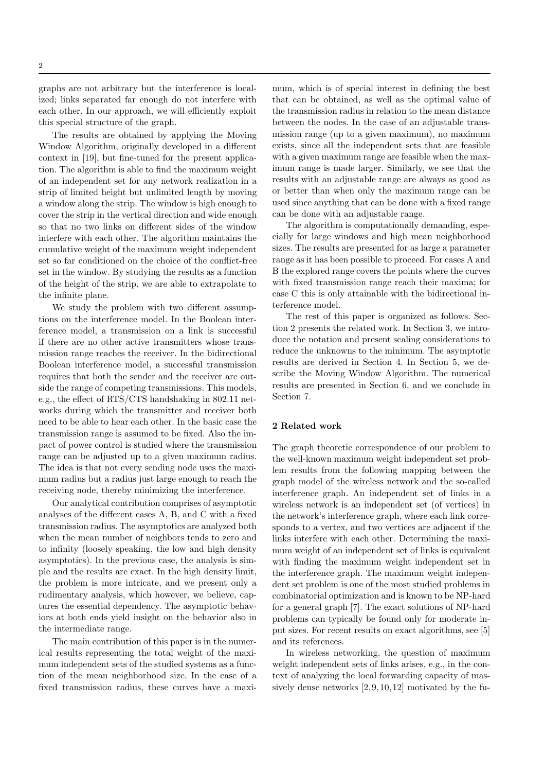graphs are not arbitrary but the interference is localized; links separated far enough do not interfere with each other. In our approach, we will efficiently exploit this special structure of the graph.

The results are obtained by applying the Moving Window Algorithm, originally developed in a different context in [19], but fine-tuned for the present application. The algorithm is able to find the maximum weight of an independent set for any network realization in a strip of limited height but unlimited length by moving a window along the strip. The window is high enough to cover the strip in the vertical direction and wide enough so that no two links on different sides of the window interfere with each other. The algorithm maintains the cumulative weight of the maximum weight independent set so far conditioned on the choice of the conflict-free set in the window. By studying the results as a function of the height of the strip, we are able to extrapolate to the infinite plane.

We study the problem with two different assumptions on the interference model. In the Boolean interference model, a transmission on a link is successful if there are no other active transmitters whose transmission range reaches the receiver. In the bidirectional Boolean interference model, a successful transmission requires that both the sender and the receiver are outside the range of competing transmissions. This models, e.g., the effect of RTS/CTS handshaking in 802.11 networks during which the transmitter and receiver both need to be able to hear each other. In the basic case the transmission range is assumed to be fixed. Also the impact of power control is studied where the transmission range can be adjusted up to a given maximum radius. The idea is that not every sending node uses the maximum radius but a radius just large enough to reach the receiving node, thereby minimizing the interference.

Our analytical contribution comprises of asymptotic analyses of the different cases A, B, and C with a fixed transmission radius. The asymptotics are analyzed both when the mean number of neighbors tends to zero and to infinity (loosely speaking, the low and high density asymptotics). In the previous case, the analysis is simple and the results are exact. In the high density limit, the problem is more intricate, and we present only a rudimentary analysis, which however, we believe, captures the essential dependency. The asymptotic behaviors at both ends yield insight on the behavior also in the intermediate range.

The main contribution of this paper is in the numerical results representing the total weight of the maximum independent sets of the studied systems as a function of the mean neighborhood size. In the case of a fixed transmission radius, these curves have a maximum, which is of special interest in defining the best that can be obtained, as well as the optimal value of the transmission radius in relation to the mean distance between the nodes. In the case of an adjustable transmission range (up to a given maximum), no maximum exists, since all the independent sets that are feasible with a given maximum range are feasible when the maximum range is made larger. Similarly, we see that the results with an adjustable range are always as good as or better than when only the maximum range can be used since anything that can be done with a fixed range can be done with an adjustable range.

The algorithm is computationally demanding, especially for large windows and high mean neighborhood sizes. The results are presented for as large a parameter range as it has been possible to proceed. For cases A and B the explored range covers the points where the curves with fixed transmission range reach their maxima; for case C this is only attainable with the bidirectional interference model.

The rest of this paper is organized as follows. Section 2 presents the related work. In Section 3, we introduce the notation and present scaling considerations to reduce the unknowns to the minimum. The asymptotic results are derived in Section 4. In Section 5, we describe the Moving Window Algorithm. The numerical results are presented in Section 6, and we conclude in Section 7.

## 2 Related work

The graph theoretic correspondence of our problem to the well-known maximum weight independent set problem results from the following mapping between the graph model of the wireless network and the so-called interference graph. An independent set of links in a wireless network is an independent set (of vertices) in the network's interference graph, where each link corresponds to a vertex, and two vertices are adjacent if the links interfere with each other. Determining the maximum weight of an independent set of links is equivalent with finding the maximum weight independent set in the interference graph. The maximum weight independent set problem is one of the most studied problems in combinatorial optimization and is known to be NP-hard for a general graph [7]. The exact solutions of NP-hard problems can typically be found only for moderate input sizes. For recent results on exact algorithms, see [5] and its references.

In wireless networking, the question of maximum weight independent sets of links arises, e.g., in the context of analyzing the local forwarding capacity of massively dense networks [2,9,10,12] motivated by the fu-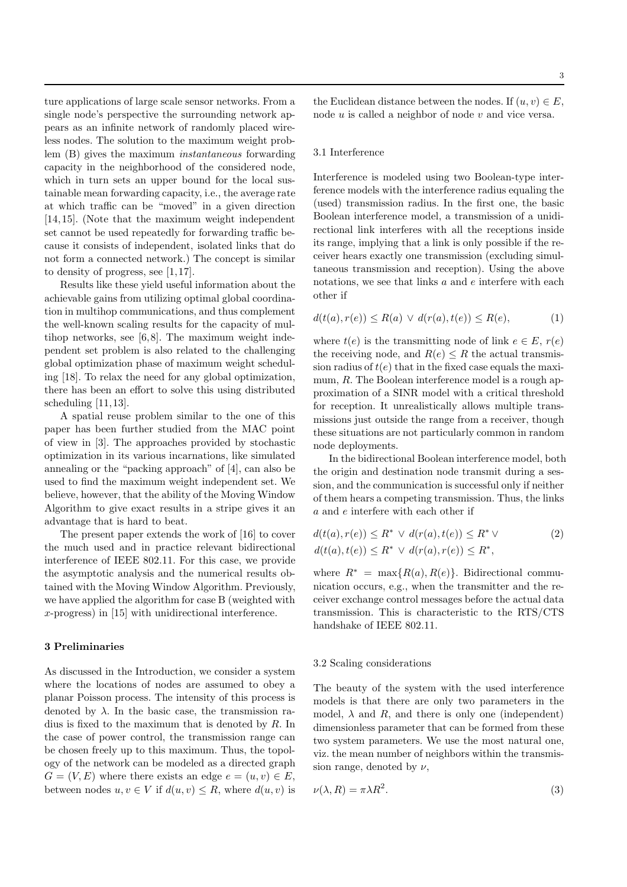ture applications of large scale sensor networks. From a single node's perspective the surrounding network appears as an infinite network of randomly placed wireless nodes. The solution to the maximum weight problem (B) gives the maximum *instantaneous* forwarding capacity in the neighborhood of the considered node, which in turn sets an upper bound for the local sustainable mean forwarding capacity, i.e., the average rate at which traffic can be "moved" in a given direction [14,15]. (Note that the maximum weight independent set cannot be used repeatedly for forwarding traffic because it consists of independent, isolated links that do not form a connected network.) The concept is similar to density of progress, see [1,17].

Results like these yield useful information about the achievable gains from utilizing optimal global coordination in multihop communications, and thus complement the well-known scaling results for the capacity of multihop networks, see [6,8]. The maximum weight independent set problem is also related to the challenging global optimization phase of maximum weight scheduling [18]. To relax the need for any global optimization, there has been an effort to solve this using distributed scheduling [11,13].

A spatial reuse problem similar to the one of this paper has been further studied from the MAC point of view in [3]. The approaches provided by stochastic optimization in its various incarnations, like simulated annealing or the "packing approach" of [4], can also be used to find the maximum weight independent set. We believe, however, that the ability of the Moving Window Algorithm to give exact results in a stripe gives it an advantage that is hard to beat.

The present paper extends the work of [16] to cover the much used and in practice relevant bidirectional interference of IEEE 802.11. For this case, we provide the asymptotic analysis and the numerical results obtained with the Moving Window Algorithm. Previously, we have applied the algorithm for case B (weighted with $x$-progress) in [15] with unidirectional interference.

## 3 Preliminaries

As discussed in the Introduction, we consider a system where the locations of nodes are assumed to obey a planar Poisson process. The intensity of this process is denoted by $\lambda$. In the basic case, the transmission radius is fixed to the maximum that is denoted by $R$. In the case of power control, the transmission range can be chosen freely up to this maximum. Thus, the topology of the network can be modeled as a directed graph $G = (V, E)$ where there exists an edge $e = (u, v) \in E$, between nodes $u, v \in V$ if $d(u, v) \leq R$, where $d(u, v)$ is the Euclidean distance between the nodes. If $(u, v) \in E$, node $u$ is called a neighbor of node $v$ and vice versa.

### 3.1 Interference

Interference is modeled using two Boolean-type interference models with the interference radius equaling the (used) transmission radius. In the first one, the basic Boolean interference model, a transmission of a unidirectional link interferes with all the receptions inside its range, implying that a link is only possible if the receiver hears exactly one transmission (excluding simultaneous transmission and reception). Using the above notations, we see that links $a$ and $e$ interfere with each other if

$$d(t(a), r(e)) \leq R(a) \;\vee\; d(r(a), t(e)) \leq R(e), \tag{1}$$

where $t(e)$ is the transmitting node of link $e \in E$, $r(e)$ the receiving node, and $R(e) \leq R$ the actual transmission radius of $t(e)$ that in the fixed case equals the maximum, $R$. The Boolean interference model is a rough approximation of a SINR model with a critical threshold for reception. It unrealistically allows multiple transmissions just outside the range from a receiver, though these situations are not particularly common in random node deployments.

In the bidirectional Boolean interference model, both the origin and destination node transmit during a session, and the communication is successful only if neither of them hears a competing transmission. Thus, the links $a$ and $e$ interfere with each other if

$$\begin{aligned} &d(t(a), r(e)) \leq R^* \;\vee\; d(r(a), t(e)) \leq R^* \;\vee \\ &d(t(a), t(e)) \leq R^* \;\vee\; d(r(a), r(e)) \leq R^*, \end{aligned} \tag{2}$$

where $R^* = \max\{R(a), R(e)\}$. Bidirectional communication occurs, e.g., when the transmitter and the receiver exchange control messages before the actual data transmission. This is characteristic to the RTS/CTS handshake of IEEE 802.11.

### 3.2 Scaling considerations

The beauty of the system with the used interference models is that there are only two parameters in the model, $\lambda$ and $R$, and there is only one (independent) dimensionless parameter that can be formed from these two system parameters. We use the most natural one, viz. the mean number of neighbors within the transmission range, denoted by $\nu$,

$$\nu(\lambda, R) = \pi \lambda R^2. \tag{3}$$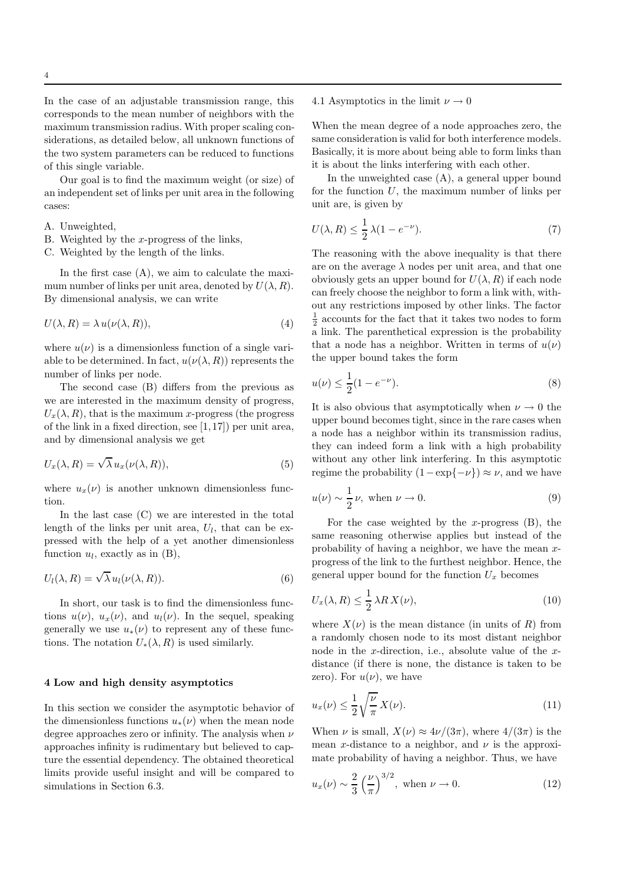In the case of an adjustable transmission range, this corresponds to the mean number of neighbors with the maximum transmission radius. With proper scaling considerations, as detailed below, all unknown functions of the two system parameters can be reduced to functions of this single variable.

Our goal is to find the maximum weight (or size) of an independent set of links per unit area in the following cases:

A. Unweighted,
B. Weighted by the $x$-progress of the links,
C. Weighted by the length of the links.

In the first case (A), we aim to calculate the maximum number of links per unit area, denoted by $U(\lambda, R)$. By dimensional analysis, we can write

$$U(\lambda, R) = \lambda\, u(\nu(\lambda, R)), \tag{4}$$

where $u(\nu)$ is a dimensionless function of a single variable to be determined. In fact, $u(\nu(\lambda, R))$ represents the number of links per node.

The second case (B) differs from the previous as we are interested in the maximum density of progress, $U_x(\lambda, R)$, that is the maximum $x$-progress (the progress of the link in a fixed direction, see [1,17]) per unit area, and by dimensional analysis we get

$$U_x(\lambda, R) = \sqrt{\lambda}\, u_x(\nu(\lambda, R)), \tag{5}$$

where $u_x(\nu)$ is another unknown dimensionless function.

In the last case (C) we are interested in the total length of the links per unit area, $U_l$, that can be expressed with the help of a yet another dimensionless function $u_l$, exactly as in (B),

$$U_l(\lambda, R) = \sqrt{\lambda}\, u_l(\nu(\lambda, R)). \tag{6}$$

In short, our task is to find the dimensionless functions $u(\nu)$, $u_x(\nu)$, and $u_l(\nu)$. In the sequel, speaking generally we use $u_*(\nu)$ to represent any of these functions. The notation $U_*(\lambda, R)$ is used similarly.

## 4 Low and high density asymptotics

In this section we consider the asymptotic behavior of the dimensionless functions $u_*(\nu)$ when the mean node degree approaches zero or infinity. The analysis when $\nu$ approaches infinity is rudimentary but believed to capture the essential dependency. The obtained theoretical limits provide useful insight and will be compared to simulations in Section 6.3.

### 4.1 Asymptotics in the limit $\nu \to 0$

When the mean degree of a node approaches zero, the same consideration is valid for both interference models. Basically, it is more about being able to form links than it is about the links interfering with each other.

In the unweighted case (A), a general upper bound for the function $U$, the maximum number of links per unit are, is given by

$$U(\lambda, R) \le \frac{1}{2}\, \lambda (1 - e^{-\nu}). \tag{7}$$

The reasoning with the above inequality is that there are on the average $\lambda$ nodes per unit area, and that one obviously gets an upper bound for $U(\lambda, R)$ if each node can freely choose the neighbor to form a link with, without any restrictions imposed by other links. The factor $\frac{1}{2}$ accounts for the fact that it takes two nodes to form a link. The parenthetical expression is the probability that a node has a neighbor. Written in terms of $u(\nu)$ the upper bound takes the form

$$u(\nu) \le \frac{1}{2}(1 - e^{-\nu}). \tag{8}$$

It is also obvious that asymptotically when $\nu \to 0$ the upper bound becomes tight, since in the rare cases when a node has a neighbor within its transmission radius, they can indeed form a link with a high probability without any other link interfering. In this asymptotic regime the probability $(1 - \exp\{-\nu\}) \approx \nu$, and we have

$$u(\nu) \sim \frac{1}{2}\, \nu, \text{ when } \nu \to 0. \tag{9}$$

For the case weighted by the $x$-progress (B), the same reasoning otherwise applies but instead of the probability of having a neighbor, we have the mean $x$-progress of the link to the furthest neighbor. Hence, the general upper bound for the function $U_x$ becomes

$$U_x(\lambda, R) \le \frac{1}{2}\, \lambda R\, X(\nu), \tag{10}$$

where $X(\nu)$ is the mean distance (in units of $R$) from a randomly chosen node to its most distant neighbor node in the $x$-direction, i.e., absolute value of the $x$-distance (if there is none, the distance is taken to be zero). For $u(\nu)$, we have

$$u_x(\nu) \le \frac{1}{2} \sqrt{\frac{\nu}{\pi}}\, X(\nu). \tag{11}$$

When $\nu$ is small, $X(\nu) \approx 4\nu/(3\pi)$, where $4/(3\pi)$ is the mean $x$-distance to a neighbor, and $\nu$ is the approximate probability of having a neighbor. Thus, we have

$$u_x(\nu) \sim \frac{2}{3} \left(\frac{\nu}{\pi}\right)^{3/2}, \text{ when } \nu \to 0. \tag{12}$$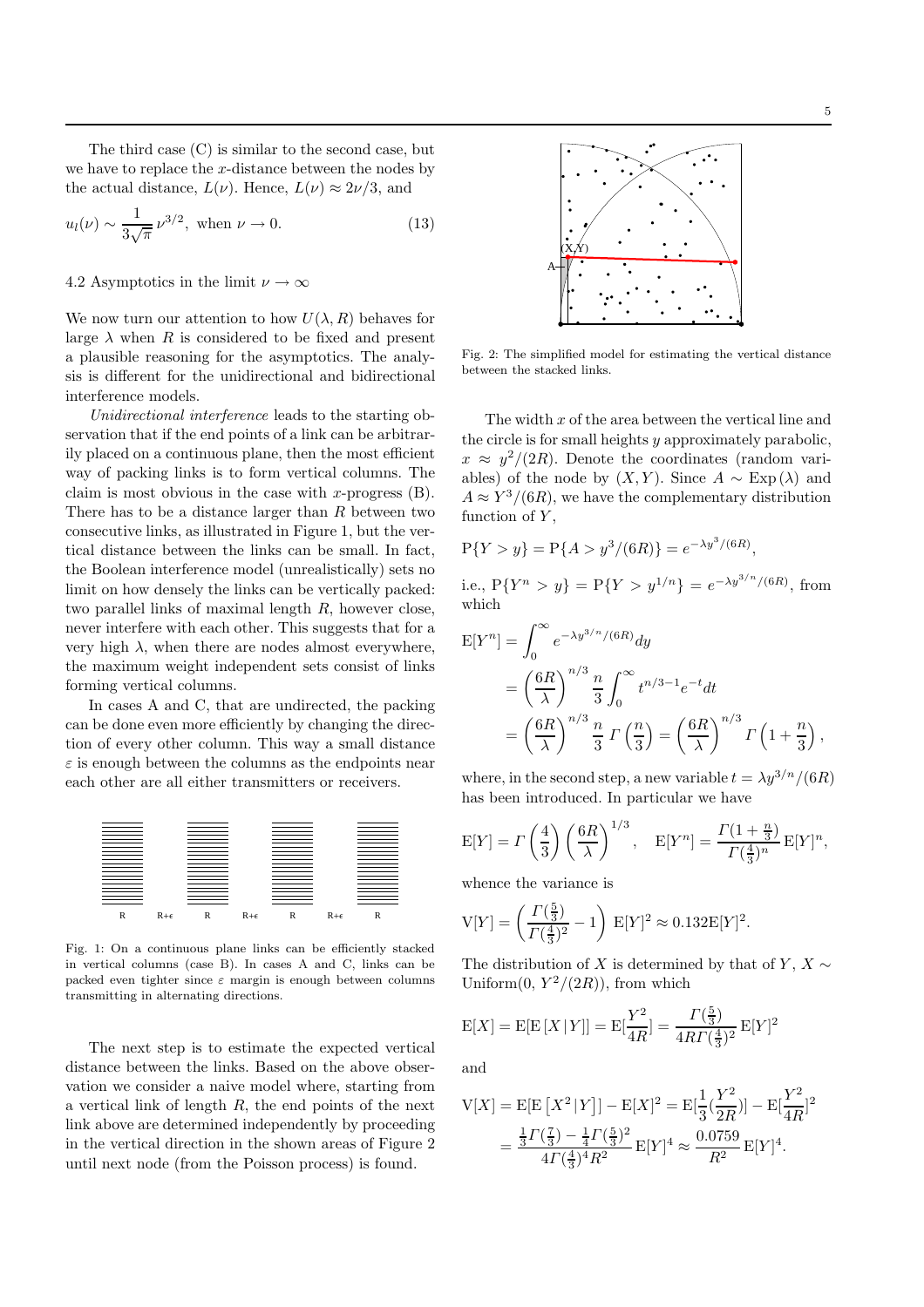The third case (C) is similar to the second case, but we have to replace the $x$-distance between the nodes by the actual distance, $L(\nu)$. Hence, $L(\nu) \approx 2\nu/3$, and

$$u_l(\nu) \sim \frac{1}{3\sqrt{\pi}}\,\nu^{3/2}, \text{ when } \nu \to 0. \tag{13}$$

### 4.2 Asymptotics in the limit $\nu \to \infty$

We now turn our attention to how $U(\lambda, R)$ behaves for large $\lambda$ when $R$ is considered to be fixed and present a plausible reasoning for the asymptotics. The analysis is different for the unidirectional and bidirectional interference models.

*Unidirectional interference* leads to the starting observation that if the end points of a link can be arbitrarily placed on a continuous plane, then the most efficient way of packing links is to form vertical columns. The claim is most obvious in the case with $x$-progress (B). There has to be a distance larger than $R$ between two consecutive links, as illustrated in Figure 1, but the vertical distance between the links can be small. In fact, the Boolean interference model (unrealistically) sets no limit on how densely the links can be vertically packed: two parallel links of maximal length $R$, however close, never interfere with each other. This suggests that for a very high $\lambda$, when there are nodes almost everywhere, the maximum weight independent sets consist of links forming vertical columns.

In cases A and C, that are undirected, the packing can be done even more efficiently by changing the direction of every other column. This way a small distance $\varepsilon$ is enough between the columns as the endpoints near each other are all either transmitters or receivers.

Fig. 1: On a continuous plane links can be efficiently stacked in vertical columns (case B). In cases A and C, links can be packed even tighter since $\varepsilon$ margin is enough between columns transmitting in alternating directions.

The next step is to estimate the expected vertical distance between the links. Based on the above observation we consider a naive model where, starting from a vertical link of length $R$, the end points of the next link above are determined independently by proceeding in the vertical direction in the shown areas of Figure 2 until next node (from the Poisson process) is found.

Fig. 2: The simplified model for estimating the vertical distance between the stacked links.

The width $x$ of the area between the vertical line and the circle is for small heights $y$ approximately parabolic, $x \approx y^2/(2R)$. Denote the coordinates (random variables) of the node by $(X, Y)$. Since $A \sim \text{Exp}(\lambda)$ and $A \approx Y^3/(6R)$, we have the complementary distribution function of $Y$,

$$\mathrm{P}\{Y > y\} = \mathrm{P}\{A > y^3/(6R)\} = e^{-\lambda y^3/(6R)},$$

i.e., $\mathrm{P}\{Y^n > y\} = \mathrm{P}\{Y > y^{1/n}\} = e^{-\lambda y^{3/n}/(6R)}$, from which

$$\begin{aligned}
\mathrm{E}[Y^n] &= \int_0^\infty e^{-\lambda y^{3/n}/(6R)} dy \\
&= \left(\frac{6R}{\lambda}\right)^{n/3} \frac{n}{3} \int_0^\infty t^{n/3-1} e^{-t} dt \\
&= \left(\frac{6R}{\lambda}\right)^{n/3} \frac{n}{3}\, \Gamma\left(\frac{n}{3}\right) = \left(\frac{6R}{\lambda}\right)^{n/3} \Gamma\left(1 + \frac{n}{3}\right),
\end{aligned}$$

where, in the second step, a new variable $t = \lambda y^{3/n}/(6R)$ has been introduced. In particular we have

$$\mathrm{E}[Y] = \Gamma\left(\frac{4}{3}\right)\left(\frac{6R}{\lambda}\right)^{1/3}, \quad \mathrm{E}[Y^n] = \frac{\Gamma(1+\frac{n}{3})}{\Gamma(\frac{4}{3})^n}\,\mathrm{E}[Y]^n,$$

whence the variance is

$$\mathrm{V}[Y] = \left(\frac{\Gamma(\frac{5}{3})}{\Gamma(\frac{4}{3})^2} - 1\right)\, \mathrm{E}[Y]^2 \approx 0.132 \mathrm{E}[Y]^2.$$

The distribution of $X$ is determined by that of $Y$, $X \sim \text{Uniform}(0,\, Y^2/(2R))$, from which

$$\mathrm{E}[X] = \mathrm{E}[\mathrm{E}\left[X\,|\,Y\right]] = \mathrm{E}[\frac{Y^2}{4R}] = \frac{\Gamma(\frac{5}{3})}{4R\Gamma(\frac{4}{3})^2}\,\mathrm{E}[Y]^2$$

and

$$\begin{aligned}
\mathrm{V}[X] &= \mathrm{E}[\mathrm{E}\left[X^2\,|\,Y\right]] - \mathrm{E}[X]^2 = \mathrm{E}[\frac{1}{3}(\frac{Y^2}{2R})] - \mathrm{E}[\frac{Y^2}{4R}]^2 \\
&= \frac{\frac{1}{3}\Gamma(\frac{7}{3}) - \frac{1}{4}\Gamma(\frac{5}{3})^2}{4\Gamma(\frac{4}{3})^4 R^2}\,\mathrm{E}[Y]^4 \approx \frac{0.0759}{R^2}\,\mathrm{E}[Y]^4.
\end{aligned}$$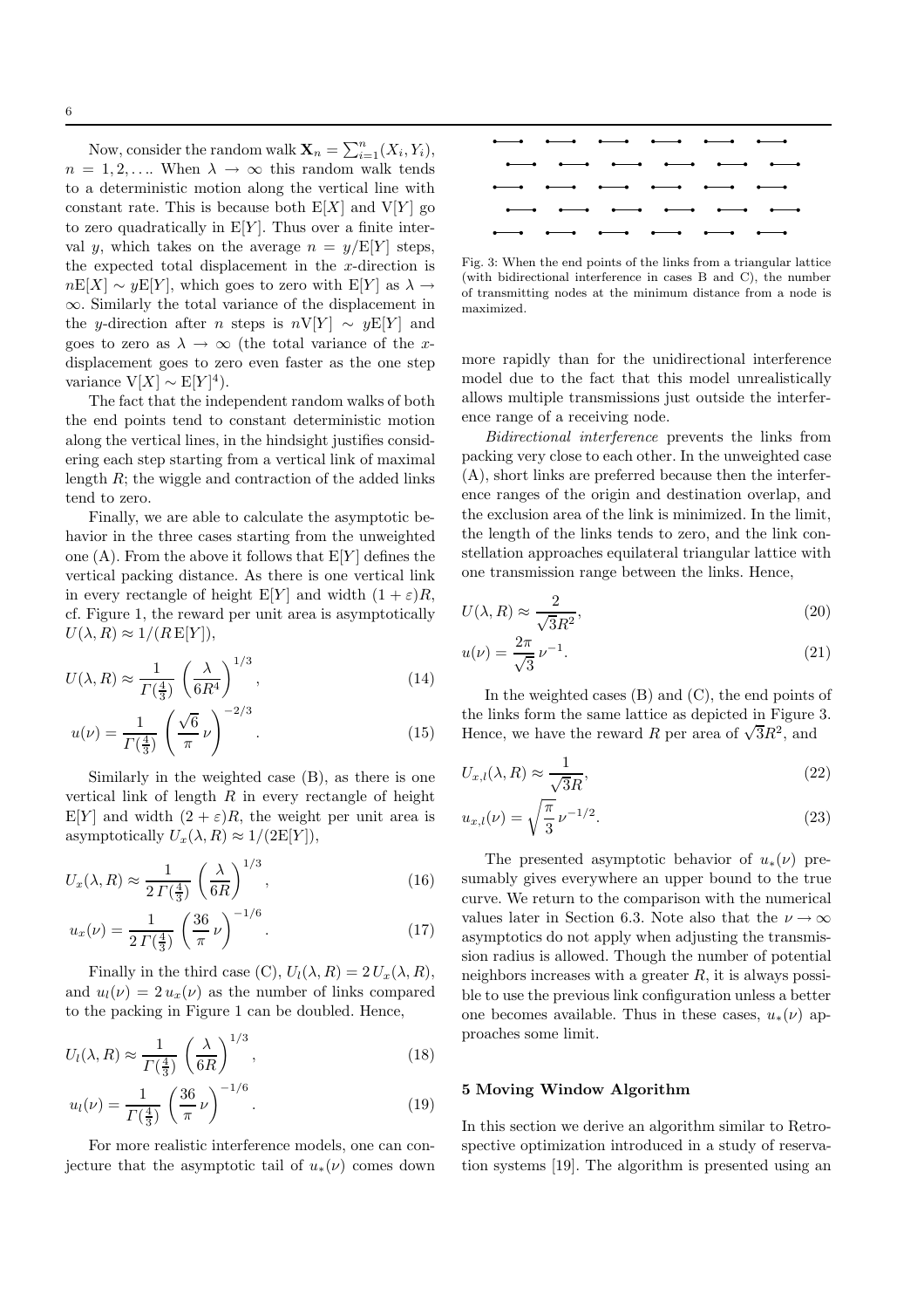Now, consider the random walk $\mathbf{X}_n = \sum_{i=1}^{n}(X_i, Y_i)$, $n = 1, 2, \ldots$. When $\lambda \to \infty$ this random walk tends to a deterministic motion along the vertical line with constant rate. This is because both $\mathrm{E}[X]$ and $\mathrm{V}[Y]$ go to zero quadratically in $\mathrm{E}[Y]$. Thus over a finite interval $y$, which takes on the average $n = y/\mathrm{E}[Y]$ steps, the expected total displacement in the $x$-direction is $n\mathrm{E}[X] \sim y\mathrm{E}[Y]$, which goes to zero with $\mathrm{E}[Y]$ as $\lambda \to \infty$. Similarly the total variance of the displacement in the $y$-direction after $n$ steps is $n\mathrm{V}[Y] \sim y\mathrm{E}[Y]$ and goes to zero as $\lambda \to \infty$ (the total variance of the $x$-displacement goes to zero even faster as the one step variance $\mathrm{V}[X] \sim \mathrm{E}[Y]^4$).

The fact that the independent random walks of both the end points tend to constant deterministic motion along the vertical lines, in the hindsight justifies considering each step starting from a vertical link of maximal length $R$; the wiggle and contraction of the added links tend to zero.

Finally, we are able to calculate the asymptotic behavior in the three cases starting from the unweighted one (A). From the above it follows that $\mathrm{E}[Y]$ defines the vertical packing distance. As there is one vertical link in every rectangle of height $\mathrm{E}[Y]$ and width $(1+\varepsilon)R$, cf. Figure 1, the reward per unit area is asymptotically $U(\lambda, R) \approx 1/(R\,\mathrm{E}[Y])$,

$$U(\lambda, R) \approx \frac{1}{\Gamma(\frac{4}{3})}\left(\frac{\lambda}{6R^4}\right)^{1/3}, \tag{14}$$

$$u(\nu) = \frac{1}{\Gamma(\frac{4}{3})}\left(\frac{\sqrt{6}}{\pi}\,\nu\right)^{-2/3}. \tag{15}$$

Similarly in the weighted case (B), as there is one vertical link of length $R$ in every rectangle of height $\mathrm{E}[Y]$ and width $(2+\varepsilon)R$, the weight per unit area is asymptotically $U_x(\lambda, R) \approx 1/(2\mathrm{E}[Y])$,

$$U_x(\lambda, R) \approx \frac{1}{2\,\Gamma(\frac{4}{3})}\left(\frac{\lambda}{6R}\right)^{1/3}, \tag{16}$$

$$u_x(\nu) = \frac{1}{2\,\Gamma(\frac{4}{3})}\left(\frac{36}{\pi}\,\nu\right)^{-1/6}. \tag{17}$$

Finally in the third case (C), $U_l(\lambda, R) = 2\,U_x(\lambda, R)$, and $u_l(\nu) = 2\,u_x(\nu)$ as the number of links compared to the packing in Figure 1 can be doubled. Hence,

$$U_l(\lambda, R) \approx \frac{1}{\Gamma(\frac{4}{3})}\left(\frac{\lambda}{6R}\right)^{1/3}, \tag{18}$$

$$u_l(\nu) = \frac{1}{\Gamma(\frac{4}{3})}\left(\frac{36}{\pi}\,\nu\right)^{-1/6}. \tag{19}$$

For more realistic interference models, one can conjecture that the asymptotic tail of $u_*(\nu)$ comes down more rapidly than for the unidirectional interference model due to the fact that this model unrealistically allows multiple transmissions just outside the interference range of a receiving node.

Fig. 3: When the end points of the links from a triangular lattice (with bidirectional interference in cases B and C), the number of transmitting nodes at the minimum distance from a node is maximized.

*Bidirectional interference* prevents the links from packing very close to each other. In the unweighted case (A), short links are preferred because then the interference ranges of the origin and destination overlap, and the exclusion area of the link is minimized. In the limit, the length of the links tends to zero, and the link constellation approaches equilateral triangular lattice with one transmission range between the links. Hence,

$$U(\lambda, R) \approx \frac{2}{\sqrt{3}R^2}, \tag{20}$$

$$u(\nu) = \frac{2\pi}{\sqrt{3}}\,\nu^{-1}. \tag{21}$$

In the weighted cases (B) and (C), the end points of the links form the same lattice as depicted in Figure 3. Hence, we have the reward $R$ per area of $\sqrt{3}R^2$, and

$$U_{x,l}(\lambda, R) \approx \frac{1}{\sqrt{3}R}, \tag{22}$$

$$u_{x,l}(\nu) = \sqrt{\frac{\pi}{3}}\,\nu^{-1/2}. \tag{23}$$

The presented asymptotic behavior of $u_*(\nu)$ presumably gives everywhere an upper bound to the true curve. We return to the comparison with the numerical values later in Section 6.3. Note also that the $\nu \to \infty$ asymptotics do not apply when adjusting the transmission radius is allowed. Though the number of potential neighbors increases with a greater $R$, it is always possible to use the previous link configuration unless a better one becomes available. Thus in these cases, $u_*(\nu)$ approaches some limit.

## 5 Moving Window Algorithm

In this section we derive an algorithm similar to Retrospective optimization introduced in a study of reservation systems [19]. The algorithm is presented using an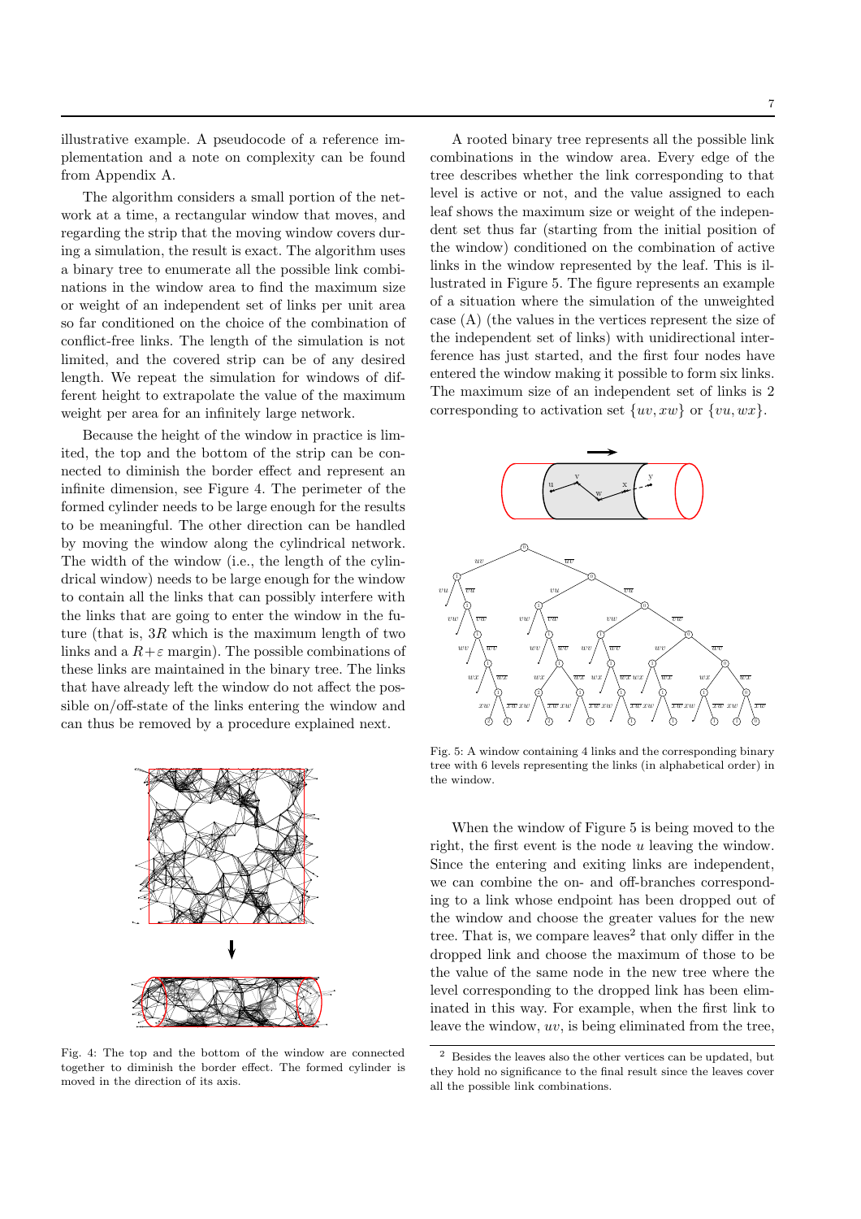illustrative example. A pseudocode of a reference implementation and a note on complexity can be found from Appendix A.

The algorithm considers a small portion of the network at a time, a rectangular window that moves, and regarding the strip that the moving window covers during a simulation, the result is exact. The algorithm uses a binary tree to enumerate all the possible link combinations in the window area to find the maximum size or weight of an independent set of links per unit area so far conditioned on the choice of the combination of conflict-free links. The length of the simulation is not limited, and the covered strip can be of any desired length. We repeat the simulation for windows of different height to extrapolate the value of the maximum weight per area for an infinitely large network.

Because the height of the window in practice is limited, the top and the bottom of the strip can be connected to diminish the border effect and represent an infinite dimension, see Figure 4. The perimeter of the formed cylinder needs to be large enough for the results to be meaningful. The other direction can be handled by moving the window along the cylindrical network. The width of the window (i.e., the length of the cylindrical window) needs to be large enough for the window to contain all the links that can possibly interfere with the links that are going to enter the window in the future (that is, $3R$ which is the maximum length of two links and a $R+\varepsilon$ margin). The possible combinations of these links are maintained in the binary tree. The links that have already left the window do not affect the possible on/off-state of the links entering the window and can thus be removed by a procedure explained next.

Fig. 4: The top and the bottom of the window are connected together to diminish the border effect. The formed cylinder is moved in the direction of its axis.

A rooted binary tree represents all the possible link combinations in the window area. Every edge of the tree describes whether the link corresponding to that level is active or not, and the value assigned to each leaf shows the maximum size or weight of the independent set thus far (starting from the initial position of the window) conditioned on the combination of active links in the window represented by the leaf. This is illustrated in Figure 5. The figure represents an example of a situation where the simulation of the unweighted case (A) (the values in the vertices represent the size of the independent set of links) with unidirectional interference has just started, and the first four nodes have entered the window making it possible to form six links. The maximum size of an independent set of links is 2 corresponding to activation set $\{uv, xw\}$ or $\{vu, wx\}$.

Fig. 5: A window containing 4 links and the corresponding binary tree with 6 levels representing the links (in alphabetical order) in the window.

When the window of Figure 5 is being moved to the right, the first event is the node $u$ leaving the window. Since the entering and exiting links are independent, we can combine the on- and off-branches corresponding to a link whose endpoint has been dropped out of the window and choose the greater values for the new tree. That is, we compare leaves[2] that only differ in the dropped link and choose the maximum of those to be the value of the same node in the new tree where the level corresponding to the dropped link has been eliminated in this way. For example, when the first link to leave the window, $uv$, is being eliminated from the tree,

[2] Besides the leaves also the other vertices can be updated, but they hold no significance to the final result since the leaves cover all the possible link combinations.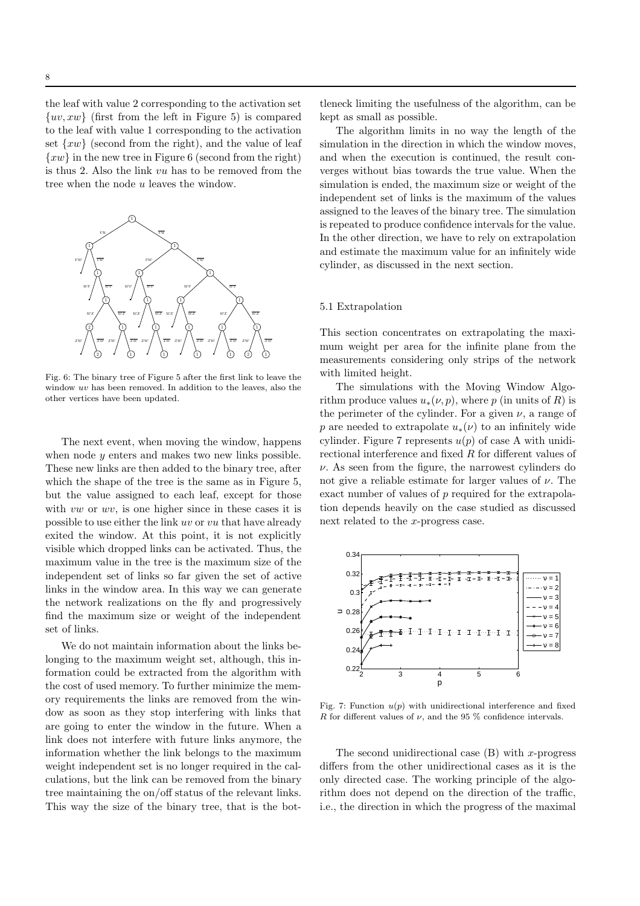the leaf with value 2 corresponding to the activation set $\{uv, xw\}$ (first from the left in Figure 5) is compared to the leaf with value 1 corresponding to the activation set $\{xw\}$ (second from the right), and the value of leaf $\{xw\}$ in the new tree in Figure 6 (second from the right) is thus 2. Also the link $vu$ has to be removed from the tree when the node $u$ leaves the window.

Fig. 6: The binary tree of Figure 5 after the first link to leave the window $uv$ has been removed. In addition to the leaves, also the other vertices have been updated.

The next event, when moving the window, happens when node $y$ enters and makes two new links possible. These new links are then added to the binary tree, after which the shape of the tree is the same as in Figure 5, but the value assigned to each leaf, except for those with $vw$ or $wv$, is one higher since in these cases it is possible to use either the link $uv$ or $vu$ that have already exited the window. At this point, it is not explicitly visible which dropped links can be activated. Thus, the maximum value in the tree is the maximum size of the independent set of links so far given the set of active links in the window area. In this way we can generate the network realizations on the fly and progressively find the maximum size or weight of the independent set of links.

We do not maintain information about the links belonging to the maximum weight set, although, this information could be extracted from the algorithm with the cost of used memory. To further minimize the memory requirements the links are removed from the window as soon as they stop interfering with links that are going to enter the window in the future. When a link does not interfere with future links anymore, the information whether the link belongs to the maximum weight independent set is no longer required in the calculations, but the link can be removed from the binary tree maintaining the on/off status of the relevant links. This way the size of the binary tree, that is the bottleneck limiting the usefulness of the algorithm, can be kept as small as possible.

The algorithm limits in no way the length of the simulation in the direction in which the window moves, and when the execution is continued, the result converges without bias towards the true value. When the simulation is ended, the maximum size or weight of the independent set of links is the maximum of the values assigned to the leaves of the binary tree. The simulation is repeated to produce confidence intervals for the value. In the other direction, we have to rely on extrapolation and estimate the maximum value for an infinitely wide cylinder, as discussed in the next section.

### 5.1 Extrapolation

This section concentrates on extrapolating the maximum weight per area for the infinite plane from the measurements considering only strips of the network with limited height.

The simulations with the Moving Window Algorithm produce values $u_*(\nu, p)$, where $p$ (in units of $R$) is the perimeter of the cylinder. For a given $\nu$, a range of $p$ are needed to extrapolate $u_*(\nu)$ to an infinitely wide cylinder. Figure 7 represents $u(p)$ of case A with unidirectional interference and fixed $R$ for different values of $\nu$. As seen from the figure, the narrowest cylinders do not give a reliable estimate for larger values of $\nu$. The exact number of values of $p$ required for the extrapolation depends heavily on the case studied as discussed next related to the $x$-progress case.

Fig. 7: Function $u(p)$ with unidirectional interference and fixed $R$ for different values of $\nu$, and the 95 % confidence intervals.

The second unidirectional case (B) with $x$-progress differs from the other unidirectional cases as it is the only directed case. The working principle of the algorithm does not depend on the direction of the traffic, i.e., the direction in which the progress of the maximal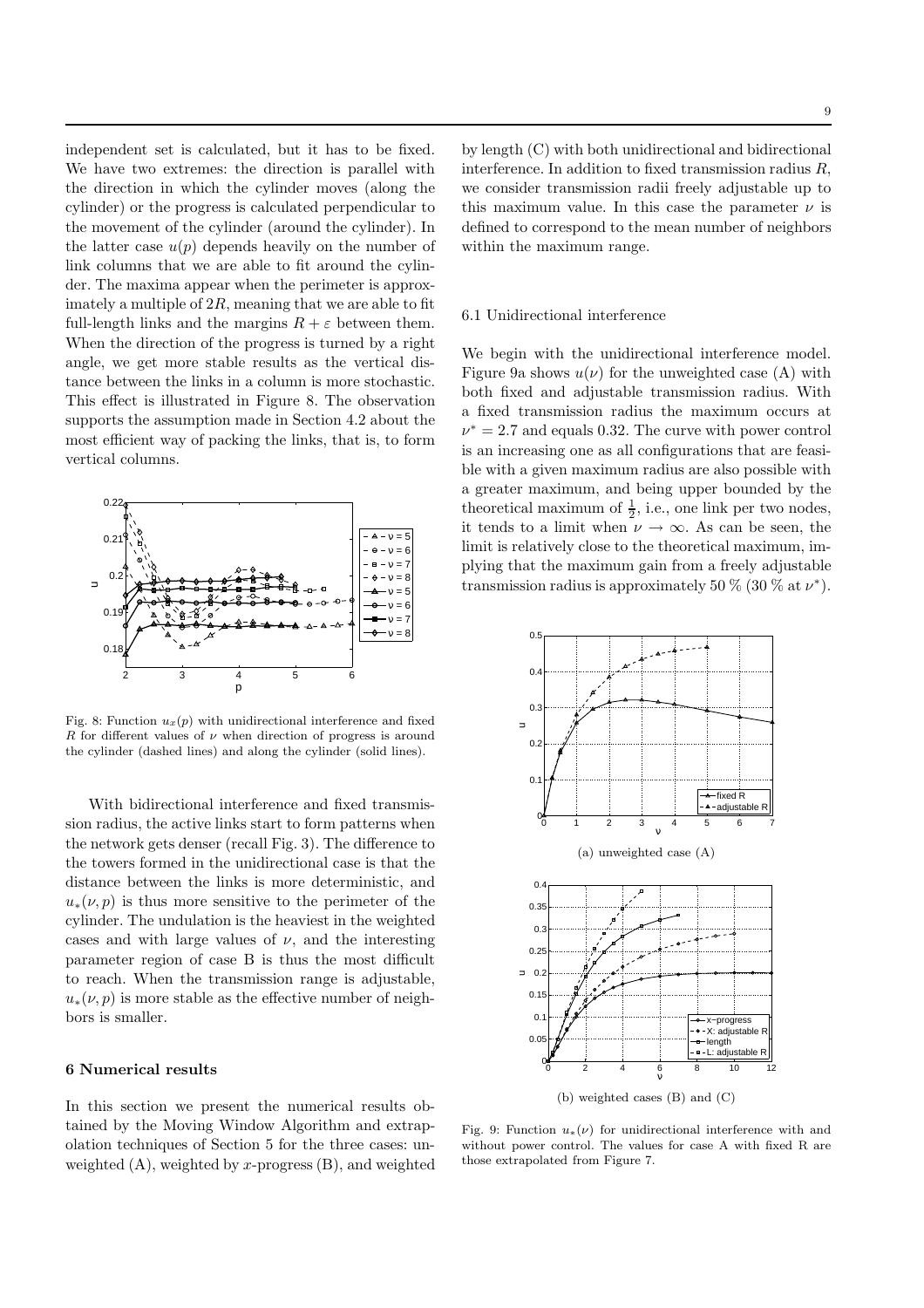independent set is calculated, but it has to be fixed. We have two extremes: the direction is parallel with the direction in which the cylinder moves (along the cylinder) or the progress is calculated perpendicular to the movement of the cylinder (around the cylinder). In the latter case $u(p)$ depends heavily on the number of link columns that we are able to fit around the cylinder. The maxima appear when the perimeter is approximately a multiple of $2R$, meaning that we are able to fit full-length links and the margins $R + \varepsilon$ between them. When the direction of the progress is turned by a right angle, we get more stable results as the vertical distance between the links in a column is more stochastic. This effect is illustrated in Figure 8. The observation supports the assumption made in Section 4.2 about the most efficient way of packing the links, that is, to form vertical columns.

Fig. 8: Function $u_x(p)$ with unidirectional interference and fixed $R$ for different values of $\nu$ when direction of progress is around the cylinder (dashed lines) and along the cylinder (solid lines).

With bidirectional interference and fixed transmission radius, the active links start to form patterns when the network gets denser (recall Fig. 3). The difference to the towers formed in the unidirectional case is that the distance between the links is more deterministic, and $u_*(\nu, p)$ is thus more sensitive to the perimeter of the cylinder. The undulation is the heaviest in the weighted cases and with large values of $\nu$, and the interesting parameter region of case B is thus the most difficult to reach. When the transmission range is adjustable, $u_*(\nu, p)$ is more stable as the effective number of neighbors is smaller.

## 6 Numerical results

In this section we present the numerical results obtained by the Moving Window Algorithm and extrapolation techniques of Section 5 for the three cases: unweighted (A), weighted by $x$-progress (B), and weighted by length (C) with both unidirectional and bidirectional interference. In addition to fixed transmission radius $R$, we consider transmission radii freely adjustable up to this maximum value. In this case the parameter $\nu$ is defined to correspond to the mean number of neighbors within the maximum range.

### 6.1 Unidirectional interference

We begin with the unidirectional interference model. Figure 9a shows $u(\nu)$ for the unweighted case (A) with both fixed and adjustable transmission radius. With a fixed transmission radius the maximum occurs at $\nu^* = 2.7$ and equals 0.32. The curve with power control is an increasing one as all configurations that are feasible with a given maximum radius are also possible with a greater maximum, and being upper bounded by the theoretical maximum of $\frac{1}{2}$, i.e., one link per two nodes, it tends to a limit when $\nu \to \infty$. As can be seen, the limit is relatively close to the theoretical maximum, implying that the maximum gain from a freely adjustable transmission radius is approximately 50 % (30 % at $\nu^*$).

(a) unweighted case (A)

(b) weighted cases (B) and (C)

Fig. 9: Function $u_*(\nu)$ for unidirectional interference with and without power control. The values for case A with fixed R are those extrapolated from Figure 7.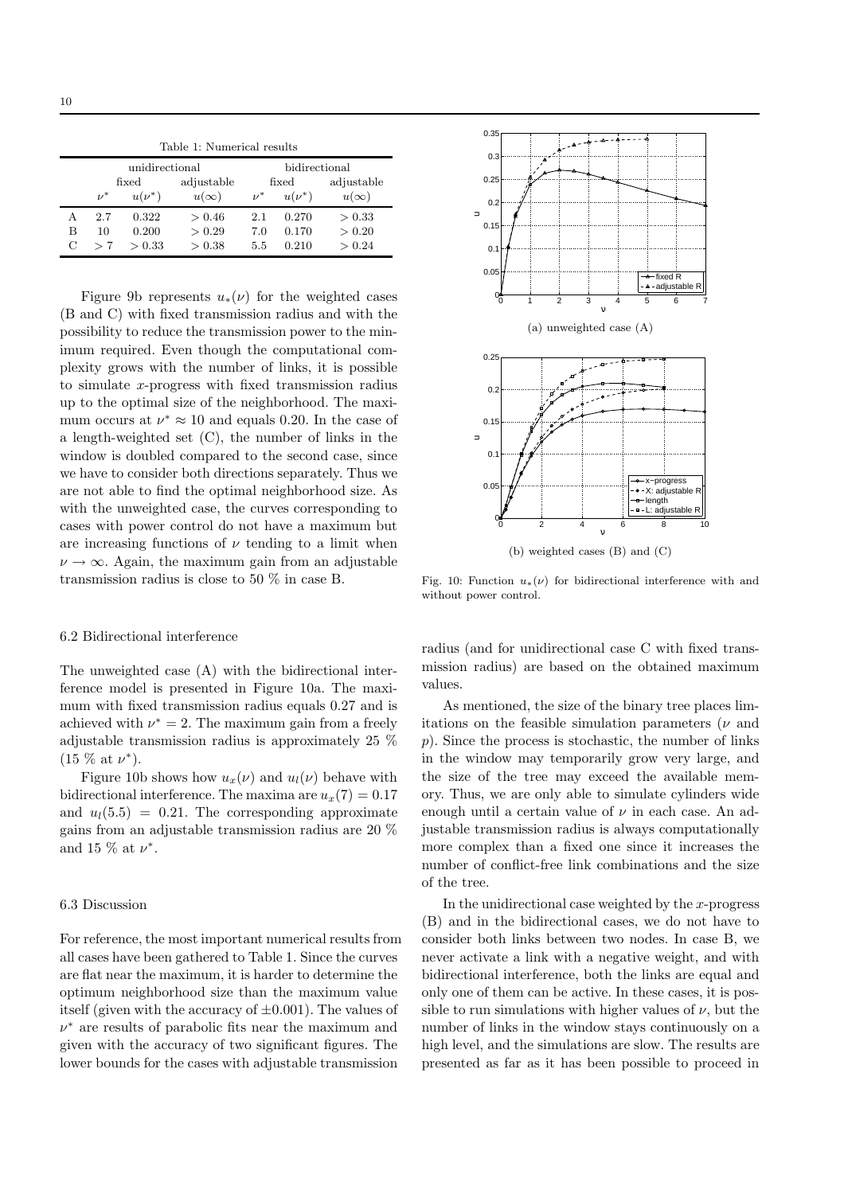Table 1: Numerical results

| | unidirectional | | | bidirectional | | |
|---|---|---|---|---|---|---|
| | fixed | | adjustable | fixed | | adjustable |
| | $\nu^*$ | $u(\nu^*)$ | $u(\infty)$ | $\nu^*$ | $u(\nu^*)$ | $u(\infty)$ |
| A | 2.7 | 0.322 | $> 0.46$ | 2.1 | 0.270 | $> 0.33$ |
| B | 10 | 0.200 | $> 0.29$ | 7.0 | 0.170 | $> 0.20$ |
| C | $> 7$ | $> 0.33$ | $> 0.38$ | 5.5 | 0.210 | $> 0.24$ |

Figure 9b represents $u_*(\nu)$ for the weighted cases (B and C) with fixed transmission radius and with the possibility to reduce the transmission power to the minimum required. Even though the computational complexity grows with the number of links, it is possible to simulate $x$-progress with fixed transmission radius up to the optimal size of the neighborhood. The maximum occurs at $\nu^* \approx 10$ and equals 0.20. In the case of a length-weighted set (C), the number of links in the window is doubled compared to the second case, since we have to consider both directions separately. Thus we are not able to find the optimal neighborhood size. As with the unweighted case, the curves corresponding to cases with power control do not have a maximum but are increasing functions of $\nu$ tending to a limit when $\nu \to \infty$. Again, the maximum gain from an adjustable transmission radius is close to 50 % in case B.

### 6.2 Bidirectional interference

The unweighted case (A) with the bidirectional interference model is presented in Figure 10a. The maximum with fixed transmission radius equals 0.27 and is achieved with $\nu^* = 2$. The maximum gain from a freely adjustable transmission radius is approximately 25 % (15 % at $\nu^*$).

Figure 10b shows how $u_x(\nu)$ and $u_l(\nu)$ behave with bidirectional interference. The maxima are $u_x(7) = 0.17$ and $u_l(5.5) = 0.21$. The corresponding approximate gains from an adjustable transmission radius are 20 % and 15 % at $\nu^*$.

### 6.3 Discussion

For reference, the most important numerical results from all cases have been gathered to Table 1. Since the curves are flat near the maximum, it is harder to determine the optimum neighborhood size than the maximum value itself (given with the accuracy of $\pm 0.001$). The values of $\nu^*$ are results of parabolic fits near the maximum and given with the accuracy of two significant figures. The lower bounds for the cases with adjustable transmission radius (and for unidirectional case C with fixed transmission radius) are based on the obtained maximum values.

As mentioned, the size of the binary tree places limitations on the feasible simulation parameters ($\nu$ and $p$). Since the process is stochastic, the number of links in the window may temporarily grow very large, and the size of the tree may exceed the available memory. Thus, we are only able to simulate cylinders wide enough until a certain value of $\nu$ in each case. An adjustable transmission radius is always computationally more complex than a fixed one since it increases the number of conflict-free link combinations and the size of the tree.

In the unidirectional case weighted by the $x$-progress (B) and in the bidirectional cases, we do not have to consider both links between two nodes. In case B, we never activate a link with a negative weight, and with bidirectional interference, both the links are equal and only one of them can be active. In these cases, it is possible to run simulations with higher values of $\nu$, but the number of links in the window stays continuously on a high level, and the simulations are slow. The results are presented as far as it has been possible to proceed in

(a) unweighted case (A)

(b) weighted cases (B) and (C)

Fig. 10: Function $u_*(\nu)$ for bidirectional interference with and without power control.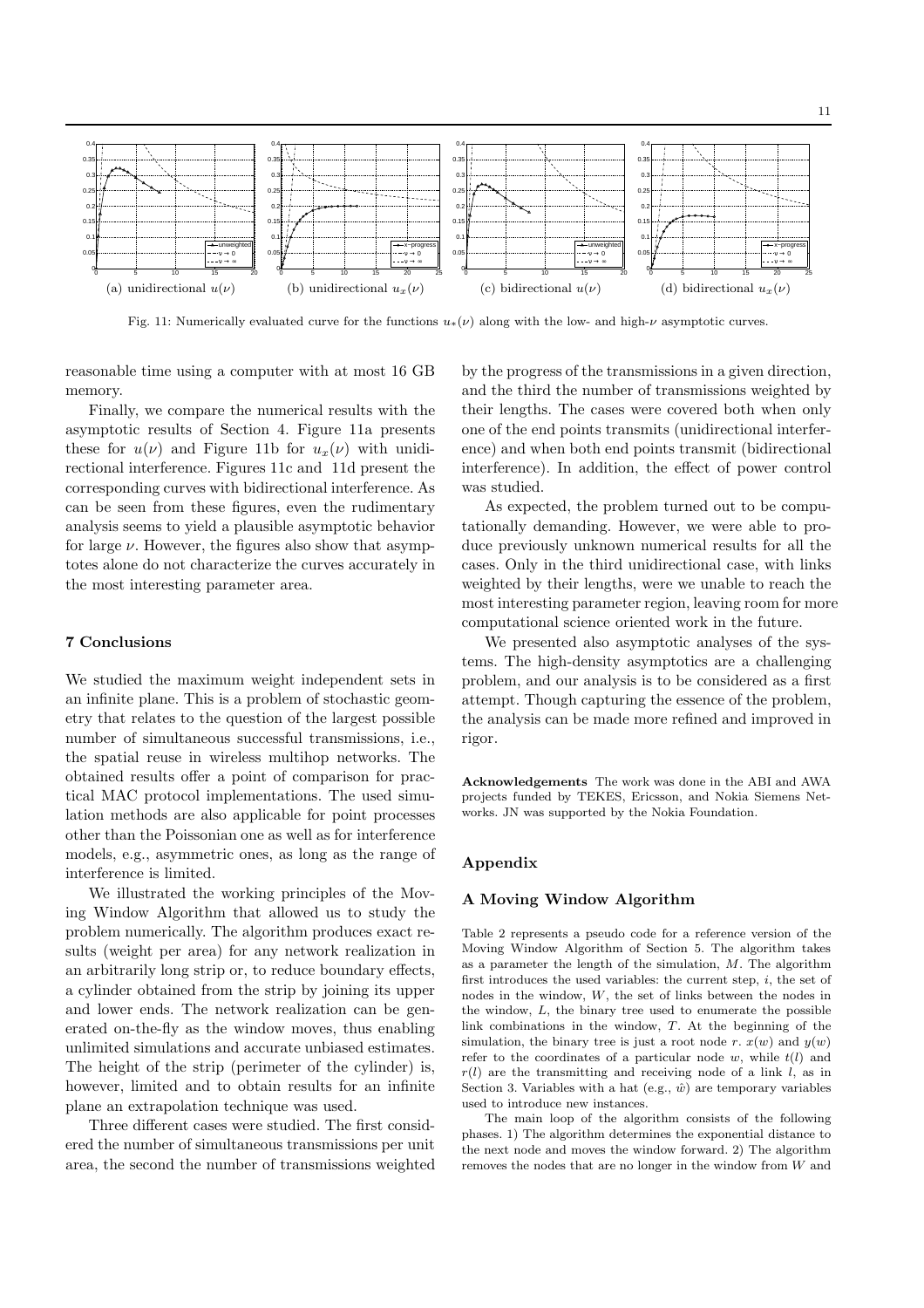0.4
0.35
0.3
0.25
0.2
0.15
0.1
0.05
0
0 5 10 15 20
unweighted
ν → 0
ν → ∞

(a) unidirectional $u(\nu)$

0.4
0.35
0.3
0.25
0.2
0.15
0.1
0.05
0
0 5 10 15 20 25
x-progress
ν → 0
ν → ∞

(b) unidirectional $u_x(\nu)$

0.4
0.35
0.3
0.25
0.2
0.15
0.1
0.05
0
0 5 10 15 20
unweighted
ν → 0
ν → ∞

(c) bidirectional $u(\nu)$

0.4
0.35
0.3
0.25
0.2
0.15
0.1
0.05
0
0 5 10 15 20 25
x-progress
ν → 0
ν → ∞

(d) bidirectional $u_x(\nu)$

Fig. 11: Numerically evaluated curve for the functions $u_*(\nu)$ along with the low- and high-$\nu$ asymptotic curves.

reasonable time using a computer with at most 16 GB memory.

Finally, we compare the numerical results with the asymptotic results of Section 4. Figure 11a presents these for $u(\nu)$ and Figure 11b for $u_x(\nu)$ with unidirectional interference. Figures 11c and 11d present the corresponding curves with bidirectional interference. As can be seen from these figures, even the rudimentary analysis seems to yield a plausible asymptotic behavior for large $\nu$. However, the figures also show that asymptotes alone do not characterize the curves accurately in the most interesting parameter area.

## 7 Conclusions

We studied the maximum weight independent sets in an infinite plane. This is a problem of stochastic geometry that relates to the question of the largest possible number of simultaneous successful transmissions, i.e., the spatial reuse in wireless multihop networks. The obtained results offer a point of comparison for practical MAC protocol implementations. The used simulation methods are also applicable for point processes other than the Poissonian one as well as for interference models, e.g., asymmetric ones, as long as the range of interference is limited.

We illustrated the working principles of the Moving Window Algorithm that allowed us to study the problem numerically. The algorithm produces exact results (weight per area) for any network realization in an arbitrarily long strip or, to reduce boundary effects, a cylinder obtained from the strip by joining its upper and lower ends. The network realization can be generated on-the-fly as the window moves, thus enabling unlimited simulations and accurate unbiased estimates. The height of the strip (perimeter of the cylinder) is, however, limited and to obtain results for an infinite plane an extrapolation technique was used.

Three different cases were studied. The first considered the number of simultaneous transmissions per unit area, the second the number of transmissions weighted by the progress of the transmissions in a given direction, and the third the number of transmissions weighted by their lengths. The cases were covered both when only one of the end points transmits (unidirectional interference) and when both end points transmit (bidirectional interference). In addition, the effect of power control was studied.

As expected, the problem turned out to be computationally demanding. However, we were able to produce previously unknown numerical results for all the cases. Only in the third unidirectional case, with links weighted by their lengths, were we unable to reach the most interesting parameter region, leaving room for more computational science oriented work in the future.

We presented also asymptotic analyses of the systems. The high-density asymptotics are a challenging problem, and our analysis is to be considered as a first attempt. Though capturing the essence of the problem, the analysis can be made more refined and improved in rigor.

**Acknowledgements** The work was done in the ABI and AWA projects funded by TEKES, Ericsson, and Nokia Siemens Networks. JN was supported by the Nokia Foundation.

## Appendix

### A Moving Window Algorithm

Table 2 represents a pseudo code for a reference version of the Moving Window Algorithm of Section 5. The algorithm takes as a parameter the length of the simulation, $M$. The algorithm first introduces the used variables: the current step, $i$, the set of nodes in the window, $W$, the set of links between the nodes in the window, $L$, the binary tree used to enumerate the possible link combinations in the window, $T$. At the beginning of the simulation, the binary tree is just a root node $r$. $x(w)$ and $y(w)$ refer to the coordinates of a particular node $w$, while $t(l)$ and $r(l)$ are the transmitting and receiving node of a link $l$, as in Section 3. Variables with a hat (e.g., $\hat{w}$) are temporary variables used to introduce new instances.

The main loop of the algorithm consists of the following phases. 1) The algorithm determines the exponential distance to the next node and moves the window forward. 2) The algorithm removes the nodes that are no longer in the window from $W$ and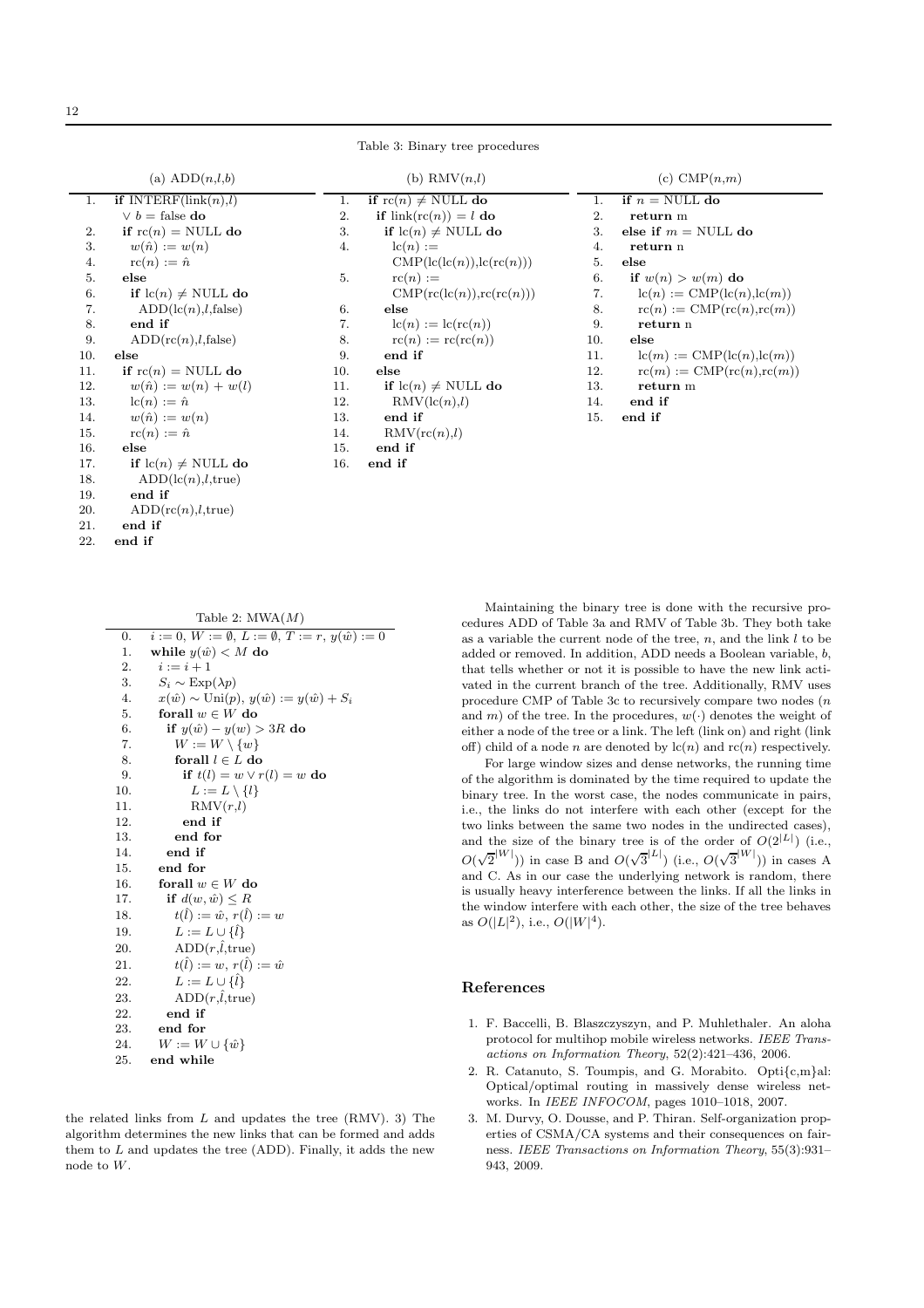Table 3: Binary tree procedures

(a) ADD($n$,$l$,$b$)

```
1.  if INTERF(link(n),l)
      ∨ b = false do
2.    if rc(n) = NULL do
3.      w(n̂) := w(n)
4.      rc(n) := n̂
5.    else
6.      if lc(n) ≠ NULL do
7.        ADD(lc(n),l,false)
8.      end if
9.      ADD(rc(n),l,false)
10. else
11.   if rc(n) = NULL do
12.     w(n̂) := w(n) + w(l)
13.     lc(n) := n̂
14.     w(n̂) := w(n)
15.     rc(n) := n̂
16.   else
17.     if lc(n) ≠ NULL do
18.       ADD(lc(n),l,true)
19.     end if
20.     ADD(rc(n),l,true)
21.   end if
22. end if
```

(b) RMV($n$,$l$)

```
1.  if rc(n) ≠ NULL do
2.    if link(rc(n)) = l do
3.      if lc(n) ≠ NULL do
4.        lc(n) :=
            CMP(lc(lc(n)),lc(rc(n)))
5.        rc(n) :=
            CMP(rc(lc(n)),rc(rc(n)))
6.      else
7.        lc(n) := lc(rc(n))
8.        rc(n) := rc(rc(n))
9.      end if
10.   else
11.     if lc(n) ≠ NULL do
12.       RMV(lc(n),l)
13.     end if
14.     RMV(rc(n),l)
15.   end if
16. end if
```

(c) CMP($n$,$m$)

```
1.  if n = NULL do
2.    return m
3.  else if m = NULL do
4.    return n
5.  else
6.    if w(n) > w(m) do
7.      lc(n) := CMP(lc(n),lc(m))
8.      rc(n) := CMP(rc(n),rc(m))
9.      return n
10.   else
11.     lc(m) := CMP(lc(n),lc(m))
12.     rc(m) := CMP(rc(n),rc(m))
13.     return m
14.   end if
15. end if
```

Table 2: MWA($M$)

```
0.  i := 0, W := ∅, L := ∅, T := r, y(ŵ) := 0
1.  while y(ŵ) < M do
2.    i := i + 1
3.    S_i ~ Exp(λp)
4.    x(ŵ) ~ Uni(p), y(ŵ) := y(ŵ) + S_i
5.    forall w ∈ W do
6.      if y(ŵ) − y(w) > 3R do
7.        W := W \ {w}
8.        forall l ∈ L do
9.          if t(l) = w ∨ r(l) = w do
10.           L := L \ {l}
11.           RMV(r,l)
12.         end if
13.       end for
14.     end if
15.   end for
16.   forall w ∈ W do
17.     if d(w, ŵ) ≤ R
18.       t(l̂) := ŵ, r(l̂) := w
19.       L := L ∪ {l̂}
20.       ADD(r,l̂,true)
21.       t(l̂) := w, r(l̂) := ŵ
22.       L := L ∪ {l̂}
23.       ADD(r,l̂,true)
22.     end if
23.   end for
24.   W := W ∪ {ŵ}
25. end while
```

the related links from $L$ and updates the tree (RMV). 3) The algorithm determines the new links that can be formed and adds them to $L$ and updates the tree (ADD). Finally, it adds the new node to $W$.

Maintaining the binary tree is done with the recursive procedures ADD of Table 3a and RMV of Table 3b. They both take as a variable the current node of the tree, $n$, and the link $l$ to be added or removed. In addition, ADD needs a Boolean variable, $b$, that tells whether or not it is possible to have the new link activated in the current branch of the tree. Additionally, RMV uses procedure CMP of Table 3c to recursively compare two nodes ($n$ and $m$) of the tree. In the procedures, $w(\cdot)$ denotes the weight of either a node of the tree or a link. The left (link on) and right (link off) child of a node $n$ are denoted by lc($n$) and rc($n$) respectively.

For large window sizes and dense networks, the running time of the algorithm is dominated by the time required to update the binary tree. In the worst case, the nodes communicate in pairs, i.e., the links do not interfere with each other (except for the two links between the same two nodes in the undirected cases), and the size of the binary tree is of the order of $O(2^{|L|})$ (i.e., $O(\sqrt{2}^{|W|})$) in case B and $O(\sqrt{3}^{|L|})$ (i.e., $O(\sqrt{3}^{|W|})$) in cases A and C. As in our case the underlying network is random, there is usually heavy interference between the links. If all the links in the window interfere with each other, the size of the tree behaves as $O(|L|^2)$, i.e., $O(|W|^4)$.

## References

1. F. Baccelli, B. Blaszczyszyn, and P. Muhlethaler. An aloha protocol for multihop mobile wireless networks. *IEEE Transactions on Information Theory*, 52(2):421–436, 2006.
2. R. Catanuto, S. Toumpis, and G. Morabito. Opti{c,m}al: Optical/optimal routing in massively dense wireless networks. In *IEEE INFOCOM*, pages 1010–1018, 2007.
3. M. Durvy, O. Dousse, and P. Thiran. Self-organization properties of CSMA/CA systems and their consequences on fairness. *IEEE Transactions on Information Theory*, 55(3):931–943, 2009.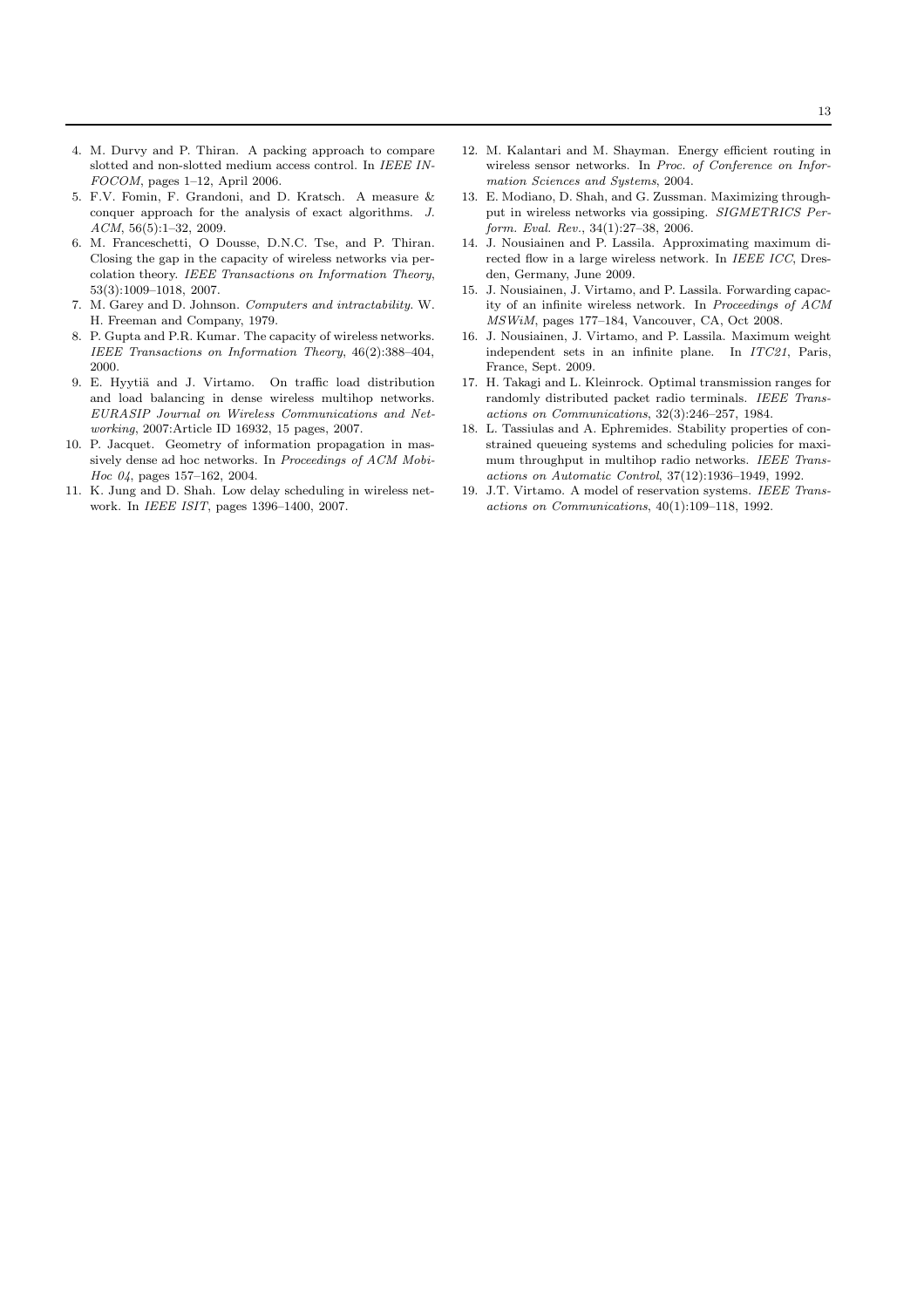4. M. Durvy and P. Thiran. A packing approach to compare slotted and non-slotted medium access control. In *IEEE INFOCOM*, pages 1–12, April 2006.
5. F.V. Fomin, F. Grandoni, and D. Kratsch. A measure & conquer approach for the analysis of exact algorithms. *J. ACM*, 56(5):1–32, 2009.
6. M. Franceschetti, O Dousse, D.N.C. Tse, and P. Thiran. Closing the gap in the capacity of wireless networks via percolation theory. *IEEE Transactions on Information Theory*, 53(3):1009–1018, 2007.
7. M. Garey and D. Johnson. *Computers and intractability*. W. H. Freeman and Company, 1979.
8. P. Gupta and P.R. Kumar. The capacity of wireless networks. *IEEE Transactions on Information Theory*, 46(2):388–404, 2000.
9. E. Hyytiä and J. Virtamo. On traffic load distribution and load balancing in dense wireless multihop networks. *EURASIP Journal on Wireless Communications and Networking*, 2007:Article ID 16932, 15 pages, 2007.
10. P. Jacquet. Geometry of information propagation in massively dense ad hoc networks. In *Proceedings of ACM MobiHoc 04*, pages 157–162, 2004.
11. K. Jung and D. Shah. Low delay scheduling in wireless network. In *IEEE ISIT*, pages 1396–1400, 2007.
12. M. Kalantari and M. Shayman. Energy efficient routing in wireless sensor networks. In *Proc. of Conference on Information Sciences and Systems*, 2004.
13. E. Modiano, D. Shah, and G. Zussman. Maximizing throughput in wireless networks via gossiping. *SIGMETRICS Perform. Eval. Rev.*, 34(1):27–38, 2006.
14. J. Nousiainen and P. Lassila. Approximating maximum directed flow in a large wireless network. In *IEEE ICC*, Dresden, Germany, June 2009.
15. J. Nousiainen, J. Virtamo, and P. Lassila. Forwarding capacity of an infinite wireless network. In *Proceedings of ACM MSWiM*, pages 177–184, Vancouver, CA, Oct 2008.
16. J. Nousiainen, J. Virtamo, and P. Lassila. Maximum weight independent sets in an infinite plane. In *ITC21*, Paris, France, Sept. 2009.
17. H. Takagi and L. Kleinrock. Optimal transmission ranges for randomly distributed packet radio terminals. *IEEE Transactions on Communications*, 32(3):246–257, 1984.
18. L. Tassiulas and A. Ephremides. Stability properties of constrained queueing systems and scheduling policies for maximum throughput in multihop radio networks. *IEEE Transactions on Automatic Control*, 37(12):1936–1949, 1992.
19. J.T. Virtamo. A model of reservation systems. *IEEE Transactions on Communications*, 40(1):109–118, 1992.